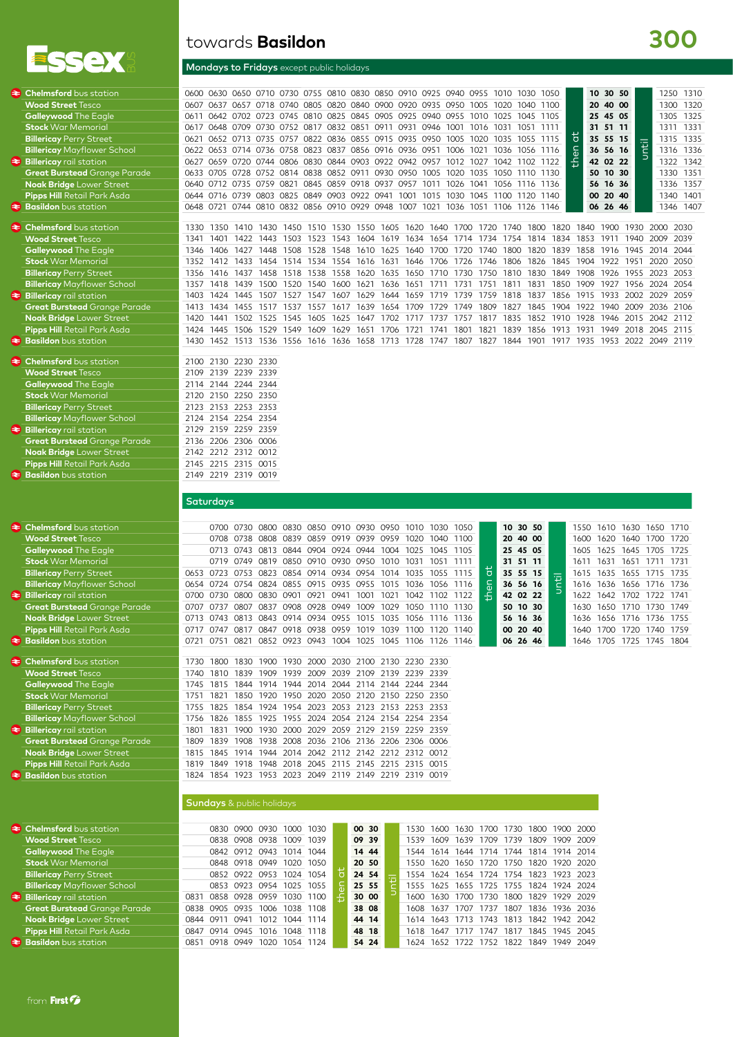# towards **Basildon** — 300

## Mondays to Fridays except public holidays

| Stop | | | | | | | | | | | | | | | | | | | | | |
|---|---|---|---|---|---|---|---|---|---|---|---|---|---|---|---|---|---|---|---|---|---|
| Chelmsford bus station | 0600 | 0630 | 0650 | 0710 | 0730 | 0755 | 0810 | 0830 | 0850 | 0910 | 0925 | 0940 | 0955 | 1010 | 1030 | 1050 | then at | 10 | 30 | 50 | until | 1250 | 1310 |
| Wood Street Tesco | 0607 | 0637 | 0657 | 0718 | 0740 | 0805 | 0820 | 0840 | 0900 | 0920 | 0935 | 0950 | 1005 | 1020 | 1040 | 1100 | | 20 | 40 | 00 | | 1300 | 1320 |
| Galleywood The Eagle | 0611 | 0642 | 0702 | 0723 | 0745 | 0810 | 0825 | 0845 | 0905 | 0925 | 0940 | 0955 | 1010 | 1025 | 1045 | 1105 | | 25 | 45 | 05 | | 1305 | 1325 |
| Stock War Memorial | 0617 | 0648 | 0709 | 0730 | 0752 | 0817 | 0832 | 0851 | 0911 | 0931 | 0946 | 1001 | 1016 | 1031 | 1051 | 1111 | | 31 | 51 | 11 | | 1311 | 1331 |
| Billericay Perry Street | 0621 | 0652 | 0713 | 0735 | 0757 | 0822 | 0836 | 0855 | 0915 | 0935 | 0950 | 1005 | 1020 | 1035 | 1055 | 1115 | | 35 | 55 | 15 | | 1315 | 1335 |
| Billericay Mayflower School | 0622 | 0653 | 0714 | 0736 | 0758 | 0823 | 0837 | 0856 | 0916 | 0936 | 0951 | 1006 | 1021 | 1036 | 1056 | 1116 | | 36 | 56 | 16 | | 1316 | 1336 |
| Billericay rail station | 0627 | 0659 | 0720 | 0744 | 0806 | 0830 | 0844 | 0903 | 0922 | 0942 | 0957 | 1012 | 1027 | 1042 | 1102 | 1122 | | 42 | 02 | 22 | | 1322 | 1342 |
| Great Burstead Grange Parade | 0633 | 0705 | 0728 | 0752 | 0814 | 0838 | 0852 | 0911 | 0930 | 0950 | 1005 | 1020 | 1035 | 1050 | 1110 | 1130 | | 50 | 10 | 30 | | 1330 | 1351 |
| Noak Bridge Lower Street | 0640 | 0712 | 0735 | 0759 | 0821 | 0845 | 0859 | 0918 | 0937 | 0957 | 1011 | 1026 | 1041 | 1056 | 1116 | 1136 | | 56 | 16 | 36 | | 1336 | 1357 |
| Pipps Hill Retail Park Asda | 0644 | 0716 | 0739 | 0803 | 0825 | 0849 | 0903 | 0922 | 0941 | 1001 | 1015 | 1030 | 1045 | 1100 | 1120 | 1140 | | 00 | 20 | 40 | | 1340 | 1401 |
| Basildon bus station | 0648 | 0721 | 0744 | 0810 | 0832 | 0856 | 0910 | 0929 | 0948 | 1007 | 1021 | 1036 | 1051 | 1106 | 1126 | 1146 | | 06 | 26 | 46 | | 1346 | 1407 |

| Stop | | | | | | | | | | | | | | | | | | | | | |
|---|---|---|---|---|---|---|---|---|---|---|---|---|---|---|---|---|---|---|---|---|---|
| Chelmsford bus station | 1330 | 1350 | 1410 | 1430 | 1450 | 1510 | 1530 | 1550 | 1605 | 1620 | 1640 | 1700 | 1720 | 1740 | 1800 | 1820 | 1840 | 1900 | 1930 | 2000 | 2030 |
| Wood Street Tesco | 1341 | 1401 | 1422 | 1443 | 1503 | 1523 | 1543 | 1604 | 1619 | 1634 | 1654 | 1714 | 1734 | 1754 | 1814 | 1834 | 1853 | 1911 | 1940 | 2009 | 2039 |
| Galleywood The Eagle | 1346 | 1406 | 1427 | 1448 | 1508 | 1528 | 1548 | 1610 | 1625 | 1640 | 1700 | 1720 | 1740 | 1800 | 1820 | 1839 | 1858 | 1916 | 1945 | 2014 | 2044 |
| Stock War Memorial | 1352 | 1412 | 1433 | 1454 | 1514 | 1534 | 1554 | 1616 | 1631 | 1646 | 1706 | 1726 | 1746 | 1806 | 1826 | 1845 | 1904 | 1922 | 1951 | 2020 | 2050 |
| Billericay Perry Street | 1356 | 1416 | 1437 | 1458 | 1518 | 1538 | 1558 | 1620 | 1635 | 1650 | 1710 | 1730 | 1750 | 1810 | 1830 | 1849 | 1908 | 1926 | 1955 | 2023 | 2053 |
| Billericay Mayflower School | 1357 | 1418 | 1439 | 1500 | 1520 | 1540 | 1600 | 1621 | 1636 | 1651 | 1711 | 1731 | 1751 | 1811 | 1831 | 1850 | 1909 | 1927 | 1956 | 2024 | 2054 |
| Billericay rail station | 1403 | 1424 | 1445 | 1507 | 1527 | 1547 | 1607 | 1629 | 1644 | 1659 | 1719 | 1739 | 1759 | 1818 | 1837 | 1856 | 1915 | 1933 | 2002 | 2029 | 2059 |
| Great Burstead Grange Parade | 1413 | 1434 | 1455 | 1517 | 1537 | 1557 | 1617 | 1639 | 1654 | 1709 | 1729 | 1749 | 1809 | 1827 | 1845 | 1904 | 1922 | 1940 | 2009 | 2036 | 2106 |
| Noak Bridge Lower Street | 1420 | 1441 | 1502 | 1525 | 1545 | 1605 | 1625 | 1647 | 1702 | 1717 | 1737 | 1757 | 1817 | 1835 | 1852 | 1910 | 1928 | 1946 | 2015 | 2042 | 2112 |
| Pipps Hill Retail Park Asda | 1424 | 1445 | 1506 | 1529 | 1549 | 1609 | 1629 | 1651 | 1706 | 1721 | 1741 | 1801 | 1821 | 1839 | 1856 | 1913 | 1931 | 1949 | 2018 | 2045 | 2115 |
| Basildon bus station | 1430 | 1452 | 1513 | 1536 | 1556 | 1616 | 1636 | 1658 | 1713 | 1728 | 1747 | 1807 | 1827 | 1844 | 1901 | 1917 | 1935 | 1953 | 2022 | 2049 | 2119 |

| Stop | | | | |
|---|---|---|---|---|
| Chelmsford bus station | 2100 | 2130 | 2230 | 2330 |
| Wood Street Tesco | 2109 | 2139 | 2239 | 2339 |
| Galleywood The Eagle | 2114 | 2144 | 2244 | 2344 |
| Stock War Memorial | 2120 | 2150 | 2250 | 2350 |
| Billericay Perry Street | 2123 | 2153 | 2253 | 2353 |
| Billericay Mayflower School | 2124 | 2154 | 2254 | 2354 |
| Billericay rail station | 2129 | 2159 | 2259 | 2359 |
| Great Burstead Grange Parade | 2136 | 2206 | 2306 | 0006 |
| Noak Bridge Lower Street | 2142 | 2212 | 2312 | 0012 |
| Pipps Hill Retail Park Asda | 2145 | 2215 | 2315 | 0015 |
| Basildon bus station | 2149 | 2219 | 2319 | 0019 |

## Saturdays

| Stop | | | | | | | | | | | | | | | | | | | | | | |
|---|---|---|---|---|---|---|---|---|---|---|---|---|---|---|---|---|---|---|---|---|---|---|
| Chelmsford bus station | | 0700 | 0730 | 0800 | 0830 | 0850 | 0910 | 0930 | 0950 | 1010 | 1030 | 1050 | then at | 10 | 30 | 50 | until | 1550 | 1610 | 1630 | 1650 | 1710 |
| Wood Street Tesco | | 0708 | 0738 | 0808 | 0839 | 0859 | 0919 | 0939 | 0959 | 1020 | 1040 | 1100 | | 20 | 40 | 00 | | 1600 | 1620 | 1640 | 1700 | 1720 |
| Galleywood The Eagle | | 0713 | 0743 | 0813 | 0844 | 0904 | 0924 | 0944 | 1004 | 1025 | 1045 | 1105 | | 25 | 45 | 05 | | 1605 | 1625 | 1645 | 1705 | 1725 |
| Stock War Memorial | | 0719 | 0749 | 0819 | 0850 | 0910 | 0930 | 0950 | 1010 | 1031 | 1051 | 1111 | | 31 | 51 | 11 | | 1611 | 1631 | 1651 | 1711 | 1731 |
| Billericay Perry Street | 0653 | 0723 | 0753 | 0823 | 0854 | 0914 | 0934 | 0954 | 1014 | 1035 | 1055 | 1115 | | 35 | 55 | 15 | | 1615 | 1635 | 1655 | 1715 | 1735 |
| Billericay Mayflower School | 0654 | 0724 | 0754 | 0824 | 0855 | 0915 | 0935 | 0955 | 1015 | 1036 | 1056 | 1116 | | 36 | 56 | 16 | | 1616 | 1636 | 1656 | 1716 | 1736 |
| Billericay rail station | 0700 | 0730 | 0800 | 0830 | 0901 | 0921 | 0941 | 1001 | 1021 | 1042 | 1102 | 1122 | | 42 | 02 | 22 | | 1622 | 1642 | 1702 | 1722 | 1741 |
| Great Burstead Grange Parade | 0707 | 0737 | 0807 | 0837 | 0908 | 0928 | 0949 | 1009 | 1029 | 1050 | 1110 | 1130 | | 50 | 10 | 30 | | 1630 | 1650 | 1710 | 1730 | 1749 |
| Noak Bridge Lower Street | 0713 | 0743 | 0813 | 0843 | 0914 | 0934 | 0955 | 1015 | 1035 | 1056 | 1116 | 1136 | | 56 | 16 | 36 | | 1636 | 1656 | 1716 | 1736 | 1755 |
| Pipps Hill Retail Park Asda | 0717 | 0747 | 0817 | 0847 | 0918 | 0938 | 0959 | 1019 | 1039 | 1100 | 1120 | 1140 | | 00 | 20 | 40 | | 1640 | 1700 | 1720 | 1740 | 1759 |
| Basildon bus station | 0721 | 0751 | 0821 | 0852 | 0923 | 0943 | 1004 | 1025 | 1045 | 1106 | 1126 | 1146 | | 06 | 26 | 46 | | 1646 | 1705 | 1725 | 1745 | 1804 |

| Stop | | | | | | | | | | | |
|---|---|---|---|---|---|---|---|---|---|---|---|
| Chelmsford bus station | 1730 | 1800 | 1830 | 1900 | 1930 | 2000 | 2030 | 2100 | 2130 | 2230 | 2330 |
| Wood Street Tesco | 1740 | 1810 | 1839 | 1909 | 1939 | 2009 | 2039 | 2109 | 2139 | 2239 | 2339 |
| Galleywood The Eagle | 1745 | 1815 | 1844 | 1914 | 1944 | 2014 | 2044 | 2114 | 2144 | 2244 | 2344 |
| Stock War Memorial | 1751 | 1821 | 1850 | 1920 | 1950 | 2020 | 2050 | 2120 | 2150 | 2250 | 2350 |
| Billericay Perry Street | 1755 | 1825 | 1854 | 1924 | 1954 | 2023 | 2053 | 2123 | 2153 | 2253 | 2353 |
| Billericay Mayflower School | 1756 | 1826 | 1855 | 1925 | 1955 | 2024 | 2054 | 2124 | 2154 | 2254 | 2354 |
| Billericay rail station | 1801 | 1831 | 1900 | 1930 | 2000 | 2029 | 2059 | 2129 | 2159 | 2259 | 2359 |
| Great Burstead Grange Parade | 1809 | 1839 | 1908 | 1938 | 2008 | 2036 | 2106 | 2136 | 2206 | 2306 | 0006 |
| Noak Bridge Lower Street | 1815 | 1845 | 1914 | 1944 | 2014 | 2042 | 2112 | 2142 | 2212 | 2312 | 0012 |
| Pipps Hill Retail Park Asda | 1819 | 1849 | 1918 | 1948 | 2018 | 2045 | 2115 | 2145 | 2215 | 2315 | 0015 |
| Basildon bus station | 1824 | 1854 | 1923 | 1953 | 2023 | 2049 | 2119 | 2149 | 2219 | 2319 | 0019 |

## Sundays & public holidays

| Stop | | | | | | | | | | | | | | | | | | |
|---|---|---|---|---|---|---|---|---|---|---|---|---|---|---|---|---|---|---|
| Chelmsford bus station | | 0830 | 0900 | 0930 | 1000 | 1030 | then at | 00 | 30 | until | 1530 | 1600 | 1630 | 1700 | 1730 | 1800 | 1900 | 2000 |
| Wood Street Tesco | | 0838 | 0908 | 0938 | 1009 | 1039 | | 09 | 39 | | 1539 | 1609 | 1639 | 1709 | 1739 | 1809 | 1909 | 2009 |
| Galleywood The Eagle | | 0842 | 0912 | 0943 | 1014 | 1044 | | 14 | 44 | | 1544 | 1614 | 1644 | 1714 | 1744 | 1814 | 1914 | 2014 |
| Stock War Memorial | | 0848 | 0918 | 0949 | 1020 | 1050 | | 20 | 50 | | 1550 | 1620 | 1650 | 1720 | 1750 | 1820 | 1920 | 2020 |
| Billericay Perry Street | | 0852 | 0922 | 0953 | 1024 | 1054 | | 24 | 54 | | 1554 | 1624 | 1654 | 1724 | 1754 | 1823 | 1923 | 2023 |
| Billericay Mayflower School | | 0853 | 0923 | 0954 | 1025 | 1055 | | 25 | 55 | | 1555 | 1625 | 1655 | 1725 | 1755 | 1824 | 1924 | 2024 |
| Billericay rail station | 0831 | 0858 | 0928 | 0959 | 1030 | 1100 | | 30 | 00 | | 1600 | 1630 | 1700 | 1730 | 1800 | 1829 | 1929 | 2029 |
| Great Burstead Grange Parade | 0838 | 0905 | 0935 | 1006 | 1038 | 1108 | | 38 | 08 | | 1608 | 1637 | 1707 | 1737 | 1807 | 1836 | 1936 | 2036 |
| Noak Bridge Lower Street | 0844 | 0911 | 0941 | 1012 | 1044 | 1114 | | 44 | 14 | | 1614 | 1643 | 1713 | 1743 | 1813 | 1842 | 1942 | 2042 |
| Pipps Hill Retail Park Asda | 0847 | 0914 | 0945 | 1016 | 1048 | 1118 | | 48 | 18 | | 1618 | 1647 | 1717 | 1747 | 1817 | 1845 | 1945 | 2045 |
| Basildon bus station | 0851 | 0918 | 0949 | 1020 | 1054 | 1124 | | 54 | 24 | | 1624 | 1652 | 1722 | 1752 | 1822 | 1849 | 1949 | 2049 |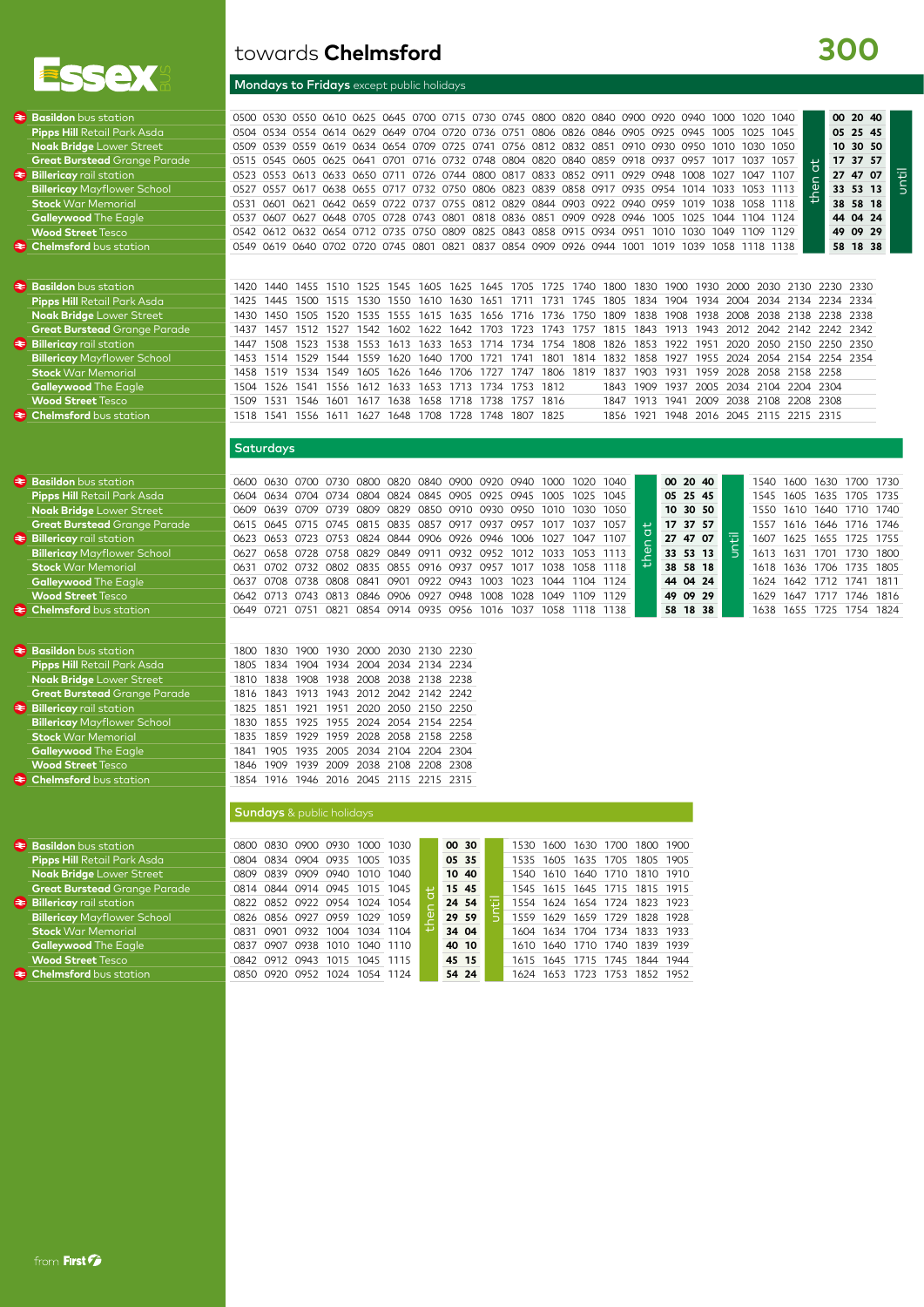# towards **Chelmsford** 300

## Mondays to Fridays except public holidays

| | | | | | | | | | | | | | | | | | | | | | | | | |
|---|---|---|---|---|---|---|---|---|---|---|---|---|---|---|---|---|---|---|---|---|---|---|---|---|
| **Basildon** bus station | 0500 | 0530 | 0550 | 0610 | 0625 | 0645 | 0700 | 0715 | 0730 | 0745 | 0800 | 0820 | 0840 | 0900 | 0920 | 0940 | 1000 | 1020 | 1040 | then at | 00 | 20 | 40 | until |
| **Pipps Hill** Retail Park Asda | 0504 | 0534 | 0554 | 0614 | 0629 | 0649 | 0704 | 0720 | 0736 | 0751 | 0806 | 0826 | 0846 | 0905 | 0925 | 0945 | 1005 | 1025 | 1045 | | 05 | 25 | 45 | |
| **Noak Bridge** Lower Street | 0509 | 0539 | 0559 | 0619 | 0634 | 0654 | 0709 | 0725 | 0741 | 0756 | 0812 | 0832 | 0851 | 0910 | 0930 | 0950 | 1010 | 1030 | 1050 | | 10 | 30 | 50 | |
| **Great Burstead** Grange Parade | 0515 | 0545 | 0605 | 0625 | 0641 | 0701 | 0716 | 0732 | 0748 | 0804 | 0820 | 0840 | 0859 | 0918 | 0937 | 0957 | 1017 | 1037 | 1057 | | 17 | 37 | 57 | |
| **Billericay** rail station | 0523 | 0553 | 0613 | 0633 | 0650 | 0711 | 0726 | 0744 | 0800 | 0817 | 0833 | 0852 | 0911 | 0929 | 0948 | 1008 | 1027 | 1047 | 1107 | | 27 | 47 | 07 | |
| **Billericay** Mayflower School | 0527 | 0557 | 0617 | 0638 | 0655 | 0717 | 0732 | 0750 | 0806 | 0823 | 0839 | 0858 | 0917 | 0935 | 0954 | 1014 | 1033 | 1053 | 1113 | | 33 | 53 | 13 | |
| **Stock** War Memorial | 0531 | 0601 | 0621 | 0642 | 0659 | 0722 | 0737 | 0755 | 0812 | 0829 | 0844 | 0903 | 0922 | 0940 | 0959 | 1019 | 1038 | 1058 | 1118 | | 38 | 58 | 18 | |
| **Galleywood** The Eagle | 0537 | 0607 | 0627 | 0648 | 0705 | 0728 | 0743 | 0801 | 0818 | 0836 | 0851 | 0909 | 0928 | 0946 | 1005 | 1025 | 1044 | 1104 | 1124 | | 44 | 04 | 24 | |
| **Wood Street** Tesco | 0542 | 0612 | 0632 | 0654 | 0712 | 0735 | 0750 | 0809 | 0825 | 0843 | 0858 | 0915 | 0934 | 0951 | 1010 | 1030 | 1049 | 1109 | 1129 | | 49 | 09 | 29 | |
| **Chelmsford** bus station | 0549 | 0619 | 0640 | 0702 | 0720 | 0745 | 0801 | 0821 | 0837 | 0854 | 0909 | 0926 | 0944 | 1001 | 1019 | 1039 | 1058 | 1118 | 1138 | | 58 | 18 | 38 | |

| | | | | | | | | | | | | | | | | | | | | | | |
|---|---|---|---|---|---|---|---|---|---|---|---|---|---|---|---|---|---|---|---|---|---|---|
| **Basildon** bus station | 1420 | 1440 | 1455 | 1510 | 1525 | 1545 | 1605 | 1625 | 1645 | 1705 | 1725 | 1740 | 1800 | 1830 | 1900 | 1930 | 2000 | 2030 | 2130 | 2230 | 2330 |
| **Pipps Hill** Retail Park Asda | 1425 | 1445 | 1500 | 1515 | 1530 | 1550 | 1610 | 1630 | 1651 | 1711 | 1731 | 1745 | 1805 | 1834 | 1904 | 1934 | 2004 | 2034 | 2134 | 2234 | 2334 |
| **Noak Bridge** Lower Street | 1430 | 1450 | 1505 | 1520 | 1535 | 1555 | 1615 | 1635 | 1656 | 1716 | 1736 | 1750 | 1809 | 1838 | 1908 | 1938 | 2008 | 2038 | 2138 | 2238 | 2338 |
| **Great Burstead** Grange Parade | 1437 | 1457 | 1512 | 1527 | 1542 | 1602 | 1622 | 1642 | 1703 | 1723 | 1743 | 1757 | 1815 | 1843 | 1913 | 1943 | 2012 | 2042 | 2142 | 2242 | 2342 |
| **Billericay** rail station | 1447 | 1508 | 1523 | 1538 | 1553 | 1613 | 1633 | 1653 | 1714 | 1734 | 1754 | 1808 | 1826 | 1853 | 1922 | 1951 | 2020 | 2050 | 2150 | 2250 | 2350 |
| **Billericay** Mayflower School | 1453 | 1514 | 1529 | 1544 | 1559 | 1620 | 1640 | 1700 | 1721 | 1741 | 1801 | 1814 | 1832 | 1858 | 1927 | 1955 | 2024 | 2054 | 2154 | 2254 | 2354 |
| **Stock** War Memorial | 1458 | 1519 | 1534 | 1549 | 1605 | 1626 | 1646 | 1706 | 1727 | 1747 | 1806 | 1819 | 1837 | 1903 | 1931 | 1959 | 2028 | 2058 | 2158 | 2258 | |
| **Galleywood** The Eagle | 1504 | 1526 | 1541 | 1556 | 1612 | 1633 | 1653 | 1713 | 1734 | 1753 | 1812 | | 1843 | 1909 | 1937 | 2005 | 2034 | 2104 | 2204 | 2304 | |
| **Wood Street** Tesco | 1509 | 1531 | 1546 | 1601 | 1617 | 1638 | 1658 | 1718 | 1738 | 1757 | 1816 | | 1847 | 1913 | 1941 | 2009 | 2038 | 2108 | 2208 | 2308 | |
| **Chelmsford** bus station | 1518 | 1541 | 1556 | 1611 | 1627 | 1648 | 1708 | 1728 | 1748 | 1807 | 1825 | | 1856 | 1921 | 1948 | 2016 | 2045 | 2115 | 2215 | 2315 | |

## Saturdays

| | | | | | | | | | | | | | | | | | | | | | | | |
|---|---|---|---|---|---|---|---|---|---|---|---|---|---|---|---|---|---|---|---|---|---|---|---|
| **Basildon** bus station | 0600 | 0630 | 0700 | 0730 | 0800 | 0820 | 0840 | 0900 | 0920 | 0940 | 1000 | 1020 | 1040 | then at | 00 | 20 | 40 | until | 1540 | 1600 | 1630 | 1700 | 1730 |
| **Pipps Hill** Retail Park Asda | 0604 | 0634 | 0704 | 0734 | 0804 | 0824 | 0845 | 0905 | 0925 | 0945 | 1005 | 1025 | 1045 | | 05 | 25 | 45 | | 1545 | 1605 | 1635 | 1705 | 1735 |
| **Noak Bridge** Lower Street | 0609 | 0639 | 0709 | 0739 | 0809 | 0829 | 0850 | 0910 | 0930 | 0950 | 1010 | 1030 | 1050 | | 10 | 30 | 50 | | 1550 | 1610 | 1640 | 1710 | 1740 |
| **Great Burstead** Grange Parade | 0615 | 0645 | 0715 | 0745 | 0815 | 0835 | 0857 | 0917 | 0937 | 0957 | 1017 | 1037 | 1057 | | 17 | 37 | 57 | | 1557 | 1616 | 1646 | 1716 | 1746 |
| **Billericay** rail station | 0623 | 0653 | 0723 | 0753 | 0824 | 0844 | 0906 | 0926 | 0946 | 1006 | 1027 | 1047 | 1107 | | 27 | 47 | 07 | | 1607 | 1625 | 1655 | 1725 | 1755 |
| **Billericay** Mayflower School | 0627 | 0658 | 0728 | 0758 | 0829 | 0849 | 0911 | 0932 | 0952 | 1012 | 1033 | 1053 | 1113 | | 33 | 53 | 13 | | 1613 | 1631 | 1701 | 1730 | 1800 |
| **Stock** War Memorial | 0631 | 0702 | 0732 | 0802 | 0835 | 0855 | 0916 | 0937 | 0957 | 1017 | 1038 | 1058 | 1118 | | 38 | 58 | 18 | | 1618 | 1636 | 1706 | 1735 | 1805 |
| **Galleywood** The Eagle | 0637 | 0708 | 0738 | 0808 | 0841 | 0901 | 0922 | 0943 | 1003 | 1023 | 1044 | 1104 | 1124 | | 44 | 04 | 24 | | 1624 | 1642 | 1712 | 1741 | 1811 |
| **Wood Street** Tesco | 0642 | 0713 | 0743 | 0813 | 0846 | 0906 | 0927 | 0948 | 1008 | 1028 | 1049 | 1109 | 1129 | | 49 | 09 | 29 | | 1629 | 1647 | 1717 | 1746 | 1816 |
| **Chelmsford** bus station | 0649 | 0721 | 0751 | 0821 | 0854 | 0914 | 0935 | 0956 | 1016 | 1037 | 1058 | 1118 | 1138 | | 58 | 18 | 38 | | 1638 | 1655 | 1725 | 1754 | 1824 |

| | | | | | | | | |
|---|---|---|---|---|---|---|---|---|
| **Basildon** bus station | 1800 | 1830 | 1900 | 1930 | 2000 | 2030 | 2130 | 2230 |
| **Pipps Hill** Retail Park Asda | 1805 | 1834 | 1904 | 1934 | 2004 | 2034 | 2134 | 2234 |
| **Noak Bridge** Lower Street | 1810 | 1838 | 1908 | 1938 | 2008 | 2038 | 2138 | 2238 |
| **Great Burstead** Grange Parade | 1816 | 1843 | 1913 | 1943 | 2012 | 2042 | 2142 | 2242 |
| **Billericay** rail station | 1825 | 1851 | 1921 | 1951 | 2020 | 2050 | 2150 | 2250 |
| **Billericay** Mayflower School | 1830 | 1855 | 1925 | 1955 | 2024 | 2054 | 2154 | 2254 |
| **Stock** War Memorial | 1835 | 1859 | 1929 | 1959 | 2028 | 2058 | 2158 | 2258 |
| **Galleywood** The Eagle | 1841 | 1905 | 1935 | 2005 | 2034 | 2104 | 2204 | 2304 |
| **Wood Street** Tesco | 1846 | 1909 | 1939 | 2009 | 2038 | 2108 | 2208 | 2308 |
| **Chelmsford** bus station | 1854 | 1916 | 1946 | 2016 | 2045 | 2115 | 2215 | 2315 |

## Sundays & public holidays

| | | | | | | | | | | | | | | | | |
|---|---|---|---|---|---|---|---|---|---|---|---|---|---|---|---|---|
| **Basildon** bus station | 0800 | 0830 | 0900 | 0930 | 1000 | 1030 | then at | 00 | 30 | until | 1530 | 1600 | 1630 | 1700 | 1800 | 1900 |
| **Pipps Hill** Retail Park Asda | 0804 | 0834 | 0904 | 0935 | 1005 | 1035 | | 05 | 35 | | 1535 | 1605 | 1635 | 1705 | 1805 | 1905 |
| **Noak Bridge** Lower Street | 0809 | 0839 | 0909 | 0940 | 1010 | 1040 | | 10 | 40 | | 1540 | 1610 | 1640 | 1710 | 1810 | 1910 |
| **Great Burstead** Grange Parade | 0814 | 0844 | 0914 | 0945 | 1015 | 1045 | | 15 | 45 | | 1545 | 1615 | 1645 | 1715 | 1815 | 1915 |
| **Billericay** rail station | 0822 | 0852 | 0922 | 0954 | 1024 | 1054 | | 24 | 54 | | 1554 | 1624 | 1654 | 1724 | 1823 | 1923 |
| **Billericay** Mayflower School | 0826 | 0856 | 0927 | 0959 | 1029 | 1059 | | 29 | 59 | | 1559 | 1629 | 1659 | 1729 | 1828 | 1928 |
| **Stock** War Memorial | 0831 | 0901 | 0932 | 1004 | 1034 | 1104 | | 34 | 04 | | 1604 | 1634 | 1704 | 1734 | 1833 | 1933 |
| **Galleywood** The Eagle | 0837 | 0907 | 0938 | 1010 | 1040 | 1110 | | 40 | 10 | | 1610 | 1640 | 1710 | 1740 | 1839 | 1939 |
| **Wood Street** Tesco | 0842 | 0912 | 0943 | 1015 | 1045 | 1115 | | 45 | 15 | | 1615 | 1645 | 1715 | 1745 | 1844 | 1944 |
| **Chelmsford** bus station | 0850 | 0920 | 0952 | 1024 | 1054 | 1124 | | 54 | 24 | | 1624 | 1653 | 1723 | 1753 | 1852 | 1952 |

Essex BUS from First